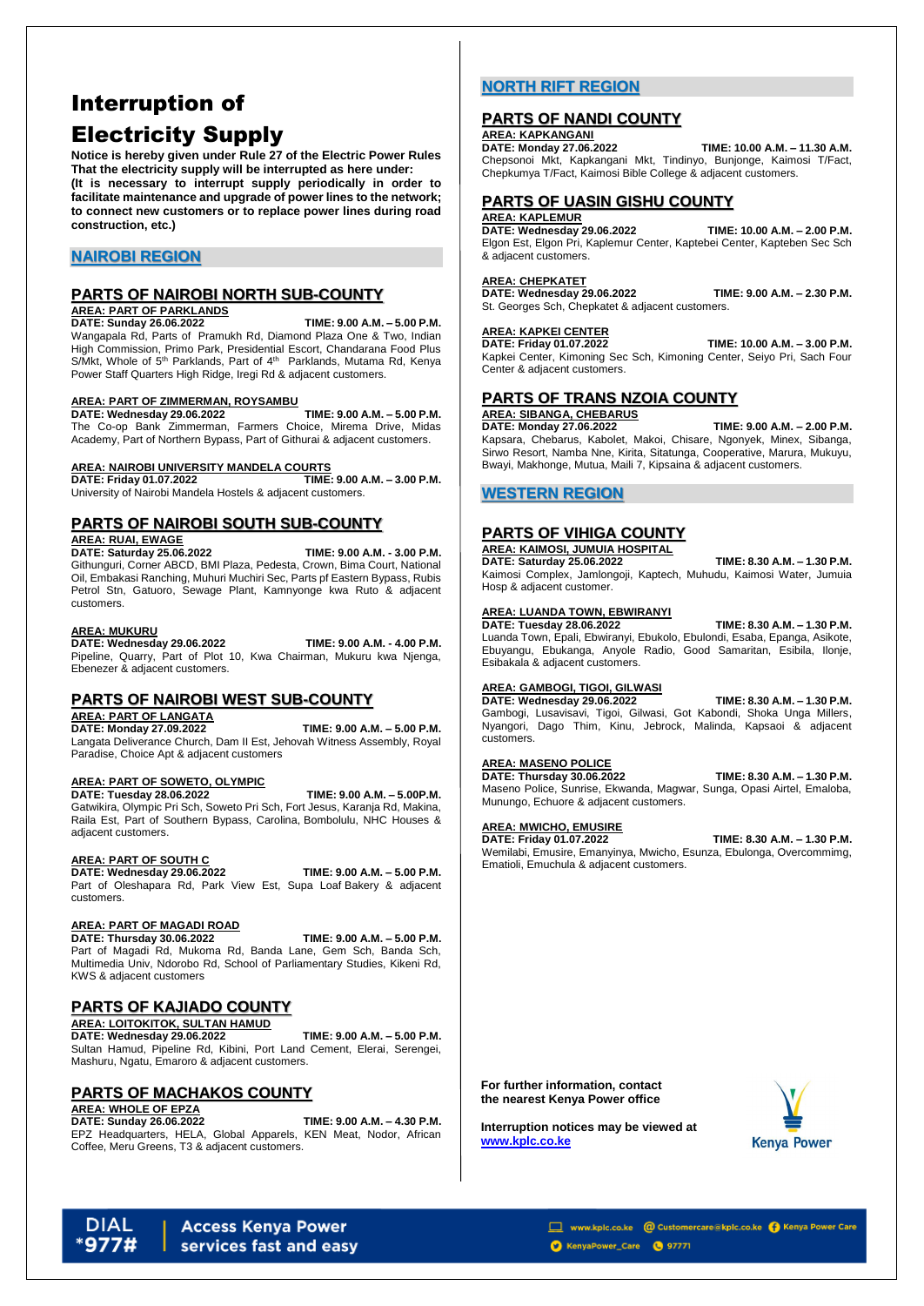# Interruption of Electricity Supply

**Notice is hereby given under Rule 27 of the Electric Power Rules That the electricity supply will be interrupted as here under:**
**(It is necessary to interrupt supply periodically in order to facilitate maintenance and upgrade of power lines to the network; to connect new customers or to replace power lines during road construction, etc.)**

## NAIROBI REGION

### PARTS OF NAIROBI NORTH SUB-COUNTY

**AREA: PART OF PARKLANDS**
**DATE: Sunday 26.06.2022 TIME: 9.00 A.M. – 5.00 P.M.**
Wangapala Rd, Parts of Pramukh Rd, Diamond Plaza One & Two, Indian High Commission, Primo Park, Presidential Escort, Chandarana Food Plus S/Mkt, Whole of 5th Parklands, Part of 4th Parklands, Mutama Rd, Kenya Power Staff Quarters High Ridge, Iregi Rd & adjacent customers.

**AREA: PART OF ZIMMERMAN, ROYSAMBU**
**DATE: Wednesday 29.06.2022 TIME: 9.00 A.M. – 5.00 P.M.**
The Co-op Bank Zimmerman, Farmers Choice, Mirema Drive, Midas Academy, Part of Northern Bypass, Part of Githurai & adjacent customers.

**AREA: NAIROBI UNIVERSITY MANDELA COURTS**
**DATE: Friday 01.07.2022 TIME: 9.00 A.M. – 3.00 P.M.**
University of Nairobi Mandela Hostels & adjacent customers.

### PARTS OF NAIROBI SOUTH SUB-COUNTY

**AREA: RUAI, EWAGE**
**DATE: Saturday 25.06.2022 TIME: 9.00 A.M. - 3.00 P.M.**
Githunguri, Corner ABCD, BMI Plaza, Pedesta, Crown, Bima Court, National Oil, Embakasi Ranching, Muhuri Muchiri Sec, Parts pf Eastern Bypass, Rubis Petrol Stn, Gatuoro, Sewage Plant, Kamnyonge kwa Ruto & adjacent customers.

**AREA: MUKURU**
**DATE: Wednesday 29.06.2022 TIME: 9.00 A.M. - 4.00 P.M.**
Pipeline, Quarry, Part of Plot 10, Kwa Chairman, Mukuru kwa Njenga, Ebenezer & adjacent customers.

### PARTS OF NAIROBI WEST SUB-COUNTY

**AREA: PART OF LANGATA**
**DATE: Monday 27.09.2022 TIME: 9.00 A.M. – 5.00 P.M.**
Langata Deliverance Church, Dam II Est, Jehovah Witness Assembly, Royal Paradise, Choice Apt & adjacent customers

**AREA: PART OF SOWETO, OLYMPIC**
**DATE: Tuesday 28.06.2022 TIME: 9.00 A.M. – 5.00P.M.**
Gatwikira, Olympic Pri Sch, Soweto Pri Sch, Fort Jesus, Karanja Rd, Makina, Raila Est, Part of Southern Bypass, Carolina, Bombolulu, NHC Houses & adjacent customers.

**AREA: PART OF SOUTH C**
**DATE: Wednesday 29.06.2022 TIME: 9.00 A.M. – 5.00 P.M.**
Part of Oleshapara Rd, Park View Est, Supa Loaf Bakery & adjacent customers.

**AREA: PART OF MAGADI ROAD**
**DATE: Thursday 30.06.2022 TIME: 9.00 A.M. – 5.00 P.M.**
Part of Magadi Rd, Mukoma Rd, Banda Lane, Gem Sch, Banda Sch, Multimedia Univ, Ndorobo Rd, School of Parliamentary Studies, Kikeni Rd, KWS & adjacent customers

### PARTS OF KAJIADO COUNTY

**AREA: LOITOKITOK, SULTAN HAMUD**
**DATE: Wednesday 29.06.2022 TIME: 9.00 A.M. – 5.00 P.M.**
Sultan Hamud, Pipeline Rd, Kibini, Port Land Cement, Elerai, Serengei, Mashuru, Ngatu, Emaroro & adjacent customers.

### PARTS OF MACHAKOS COUNTY

**AREA: WHOLE OF EPZA**
**DATE: Sunday 26.06.2022 TIME: 9.00 A.M. – 4.30 P.M.**
EPZ Headquarters, HELA, Global Apparels, KEN Meat, Nodor, African Coffee, Meru Greens, T3 & adjacent customers.

## NORTH RIFT REGION

### PARTS OF NANDI COUNTY

**AREA: KAPKANGANI**
**DATE: Monday 27.06.2022 TIME: 10.00 A.M. – 11.30 A.M.**
Chepsonoi Mkt, Kapkangani Mkt, Tindinyo, Bunjonge, Kaimosi T/Fact, Chepkumya T/Fact, Kaimosi Bible College & adjacent customers.

### PARTS OF UASIN GISHU COUNTY

**AREA: KAPLEMUR**
**DATE: Wednesday 29.06.2022 TIME: 10.00 A.M. – 2.00 P.M.**
Elgon Est, Elgon Pri, Kaplemur Center, Kaptebei Center, Kapteben Sec Sch & adjacent customers.

**AREA: CHEPKATET**
**DATE: Wednesday 29.06.2022 TIME: 9.00 A.M. – 2.30 P.M.**
St. Georges Sch, Chepkatet & adjacent customers.

**AREA: KAPKEI CENTER**
**DATE: Friday 01.07.2022 TIME: 10.00 A.M. – 3.00 P.M.**
Kapkei Center, Kimoning Sec Sch, Kimoning Center, Seiyo Pri, Sach Four Center & adjacent customers.

### PARTS OF TRANS NZOIA COUNTY

**AREA: SIBANGA, CHEBARUS**
**DATE: Monday 27.06.2022 TIME: 9.00 A.M. – 2.00 P.M.**
Kapsara, Chebarus, Kabolet, Makoi, Chisare, Ngonyek, Minex, Sibanga, Sirwo Resort, Namba Nne, Kirita, Sitatunga, Cooperative, Marura, Mukuyu, Bwayi, Makhonge, Mutua, Maili 7, Kipsaina & adjacent customers.

## WESTERN REGION

### PARTS OF VIHIGA COUNTY

**AREA: KAIMOSI, JUMUIA HOSPITAL**
**DATE: Saturday 25.06.2022 TIME: 8.30 A.M. – 1.30 P.M.**
Kaimosi Complex, Jamlongoji, Kaptech, Muhudu, Kaimosi Water, Jumuia Hosp & adjacent customer.

**AREA: LUANDA TOWN, EBWIRANYI**
**DATE: Tuesday 28.06.2022 TIME: 8.30 A.M. – 1.30 P.M.**
Luanda Town, Epali, Ebwiranyi, Ebukolo, Ebulondi, Esaba, Epanga, Asikote, Ebuyangu, Ebukanga, Anyole Radio, Good Samaritan, Esibila, Ilonje, Esibakala & adjacent customers.

**AREA: GAMBOGI, TIGOI, GILWASI**
**DATE: Wednesday 29.06.2022 TIME: 8.30 A.M. – 1.30 P.M.**
Gambogi, Lusavisavi, Tigoi, Gilwasi, Got Kabondi, Shoka Unga Millers, Nyangori, Dago Thim, Kinu, Jebrock, Malinda, Kapsaoi & adjacent customers.

**AREA: MASENO POLICE**
**DATE: Thursday 30.06.2022 TIME: 8.30 A.M. – 1.30 P.M.**
Maseno Police, Sunrise, Ekwanda, Magwar, Sunga, Opasi Airtel, Emaloba, Munungo, Echuore & adjacent customers.

**AREA: MWICHO, EMUSIRE**
**DATE: Friday 01.07.2022 TIME: 8.30 A.M. – 1.30 P.M.**
Wemilabi, Emusire, Emanyinya, Mwicho, Esunza, Ebulonga, Overcommimg, Ematioli, Emuchula & adjacent customers.

**For further information, contact the nearest Kenya Power office**

**Interruption notices may be viewed at [www.kplc.co.ke](http://www.kplc.co.ke)**

Kenya Power

DIAL *977# | Access Kenya Power services fast and easy

www.kplc.co.ke | Customercare@kplc.co.ke | Kenya Power Care | KenyaPower_Care | 97771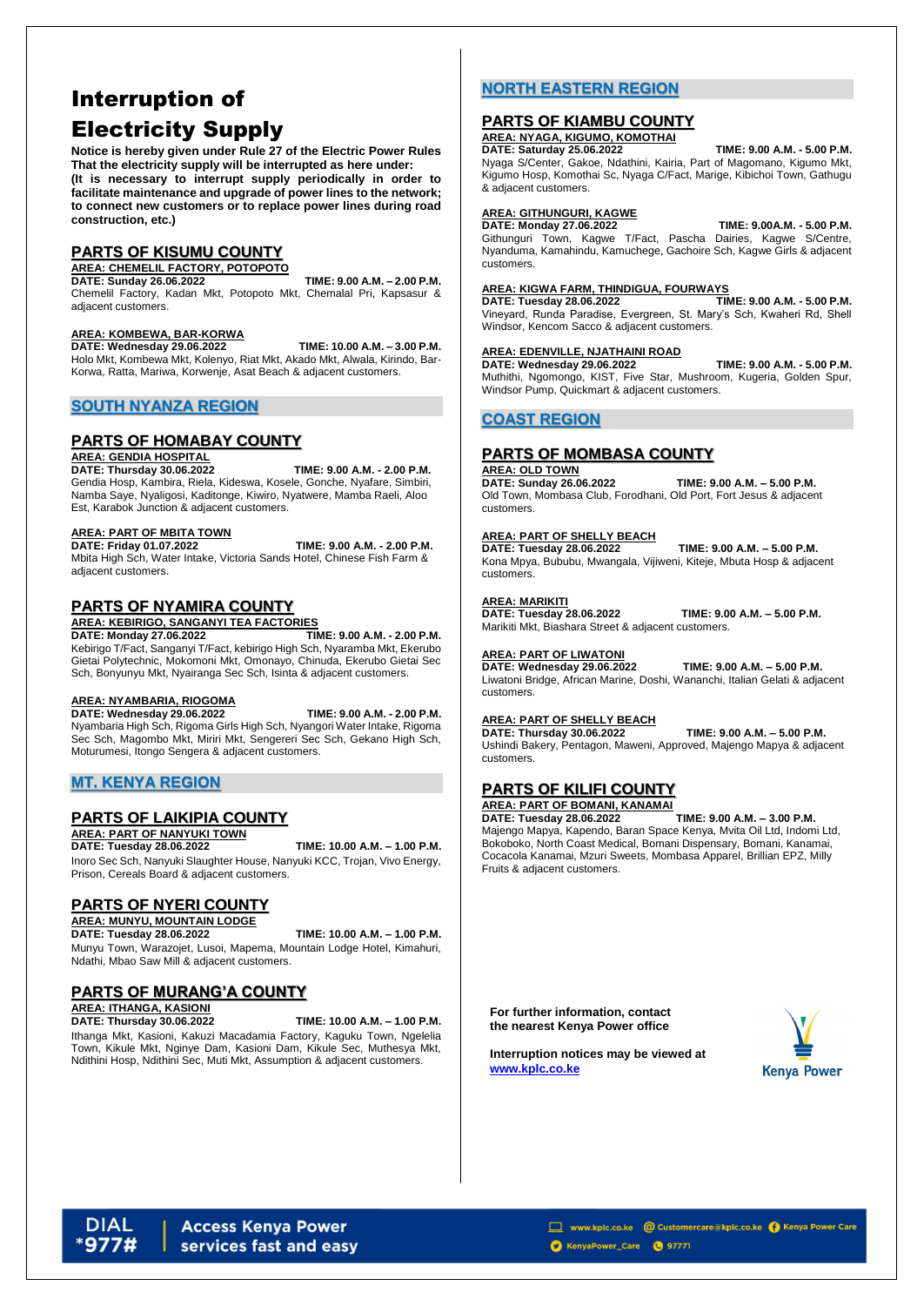# Interruption of Electricity Supply

**Notice is hereby given under Rule 27 of the Electric Power Rules That the electricity supply will be interrupted as here under:**
**(It is necessary to interrupt supply periodically in order to facilitate maintenance and upgrade of power lines to the network; to connect new customers or to replace power lines during road construction, etc.)**

## PARTS OF KISUMU COUNTY

**AREA: CHEMELIL FACTORY, POTOPOTO**
**DATE: Sunday 26.06.2022** **TIME: 9.00 A.M. – 2.00 P.M.**
Chemelil Factory, Kadan Mkt, Potopoto Mkt, Chemalal Pri, Kapsasur & adjacent customers.

**AREA: KOMBEWA, BAR-KORWA**
**DATE: Wednesday 29.06.2022** **TIME: 10.00 A.M. – 3.00 P.M.**
Holo Mkt, Kombewa Mkt, Kolenyo, Riat Mkt, Akado Mkt, Alwala, Kirindo, Bar-Korwa, Ratta, Mariwa, Korwenje, Asat Beach & adjacent customers.

## SOUTH NYANZA REGION

## PARTS OF HOMABAY COUNTY

**AREA: GENDIA HOSPITAL**
**DATE: Thursday 30.06.2022** **TIME: 9.00 A.M. - 2.00 P.M.**
Gendia Hosp, Kambira, Riela, Kideswa, Kosele, Gonche, Nyafare, Simbiri, Namba Saye, Nyaligosi, Kaditonge, Kiwiro, Nyatwere, Mamba Raeli, Aloo Est, Karabok Junction & adjacent customers.

**AREA: PART OF MBITA TOWN**
**DATE: Friday 01.07.2022** **TIME: 9.00 A.M. - 2.00 P.M.**
Mbita High Sch, Water Intake, Victoria Sands Hotel, Chinese Fish Farm & adjacent customers.

## PARTS OF NYAMIRA COUNTY

**AREA: KEBIRIGO, SANGANYI TEA FACTORIES**
**DATE: Monday 27.06.2022** **TIME: 9.00 A.M. - 2.00 P.M.**
Kebirigo T/Fact, Sanganyi T/Fact, kebirigo High Sch, Nyaramba Mkt, Ekerubo Gietai Polytechnic, Mokomoni Mkt, Omonayo, Chinuda, Ekerubo Gietai Sec Sch, Bonyunyu Mkt, Nyairanga Sec Sch, Isinta & adjacent customers.

**AREA: NYAMBARIA, RIOGOMA**
**DATE: Wednesday 29.06.2022** **TIME: 9.00 A.M. - 2.00 P.M.**
Nyambaria High Sch, Rigoma Girls High Sch, Nyangori Water Intake, Rigoma Sec Sch, Magombo Mkt, Miriri Mkt, Sengereri Sec Sch, Gekano High Sch, Moturumesi, Itongo Sengera & adjacent customers.

## MT. KENYA REGION

## PARTS OF LAIKIPIA COUNTY

**AREA: PART OF NANYUKI TOWN**
**DATE: Tuesday 28.06.2022** **TIME: 10.00 A.M. – 1.00 P.M.**
Inoro Sec Sch, Nanyuki Slaughter House, Nanyuki KCC, Trojan, Vivo Energy, Prison, Cereals Board & adjacent customers.

## PARTS OF NYERI COUNTY

**AREA: MUNYU, MOUNTAIN LODGE**
**DATE: Tuesday 28.06.2022** **TIME: 10.00 A.M. – 1.00 P.M.**
Munyu Town, Warazojet, Lusoi, Mapema, Mountain Lodge Hotel, Kimahuri, Ndathi, Mbao Saw Mill & adjacent customers.

## PARTS OF MURANG'A COUNTY

**AREA: ITHANGA, KASIONI**
**DATE: Thursday 30.06.2022** **TIME: 10.00 A.M. – 1.00 P.M.**
Ithanga Mkt, Kasioni, Kakuzi Macadamia Factory, Kaguku Town, Ngelelia Town, Kikule Mkt, Nginye Dam, Kasioni Dam, Kikule Sec, Muthesya Mkt, Ndithini Hosp, Ndithini Sec, Muti Mkt, Assumption & adjacent customers.

## NORTH EASTERN REGION

## PARTS OF KIAMBU COUNTY

**AREA: NYAGA, KIGUMO, KOMOTHAI**
**DATE: Saturday 25.06.2022** **TIME: 9.00 A.M. - 5.00 P.M.**
Nyaga S/Center, Gakoe, Ndathini, Kairia, Part of Magomano, Kigumo Mkt, Kigumo Hosp, Komothai Sc, Nyaga C/Fact, Marige, Kibichoi Town, Gathugu & adjacent customers.

**AREA: GITHUNGURI, KAGWE**
**DATE: Monday 27.06.2022** **TIME: 9.00A.M. - 5.00 P.M.**
Githunguri Town, Kagwe T/Fact, Pascha Dairies, Kagwe S/Centre, Nyanduma, Kamahindu, Kamuchege, Gachoire Sch, Kagwe Girls & adjacent customers.

**AREA: KIGWA FARM, THINDIGUA, FOURWAYS**
**DATE: Tuesday 28.06.2022** **TIME: 9.00 A.M. - 5.00 P.M.**
Vineyard, Runda Paradise, Evergreen, St. Mary's Sch, Kwaheri Rd, Shell Windsor, Kencom Sacco & adjacent customers.

**AREA: EDENVILLE, NJATHAINI ROAD**
**DATE: Wednesday 29.06.2022** **TIME: 9.00 A.M. - 5.00 P.M.**
Muthithi, Ngomongo, KIST, Five Star, Mushroom, Kugeria, Golden Spur, Windsor Pump, Quickmart & adjacent customers.

## COAST REGION

## PARTS OF MOMBASA COUNTY

**AREA: OLD TOWN**
**DATE: Sunday 26.06.2022** **TIME: 9.00 A.M. – 5.00 P.M.**
Old Town, Mombasa Club, Forodhani, Old Port, Fort Jesus & adjacent customers.

**AREA: PART OF SHELLY BEACH**
**DATE: Tuesday 28.06.2022** **TIME: 9.00 A.M. – 5.00 P.M.**
Kona Mpya, Bububu, Mwangala, Vijiweni, Kiteje, Mbuta Hosp & adjacent customers.

**AREA: MARIKITI**
**DATE: Tuesday 28.06.2022** **TIME: 9.00 A.M. – 5.00 P.M.**
Marikiti Mkt, Biashara Street & adjacent customers.

**AREA: PART OF LIWATONI**
**DATE: Wednesday 29.06.2022** **TIME: 9.00 A.M. – 5.00 P.M.**
Liwatoni Bridge, African Marine, Doshi, Wananchi, Italian Gelati & adjacent customers.

**AREA: PART OF SHELLY BEACH**
**DATE: Thursday 30.06.2022** **TIME: 9.00 A.M. – 5.00 P.M.**
Ushindi Bakery, Pentagon, Maweni, Approved, Majengo Mapya & adjacent customers.

## PARTS OF KILIFI COUNTY

**AREA: PART OF BOMANI, KANAMAI**
**DATE: Tuesday 28.06.2022** **TIME: 9.00 A.M. – 3.00 P.M.**
Majengo Mapya, Kapendo, Baran Space Kenya, Mvita Oil Ltd, Indomi Ltd, Bokoboko, North Coast Medical, Bomani Dispensary, Bomani, Kanamai, Cocacola Kanamai, Mzuri Sweets, Mombasa Apparel, Brillian EPZ, Milly Fruits & adjacent customers.

**For further information, contact the nearest Kenya Power office**

**Interruption notices may be viewed at [www.kplc.co.ke](http://www.kplc.co.ke)**

Kenya Power

DIAL *977# | Access Kenya Power services fast and easy

www.kplc.co.ke | Customercare@kplc.co.ke | Kenya Power Care | KenyaPower_Care | 97771